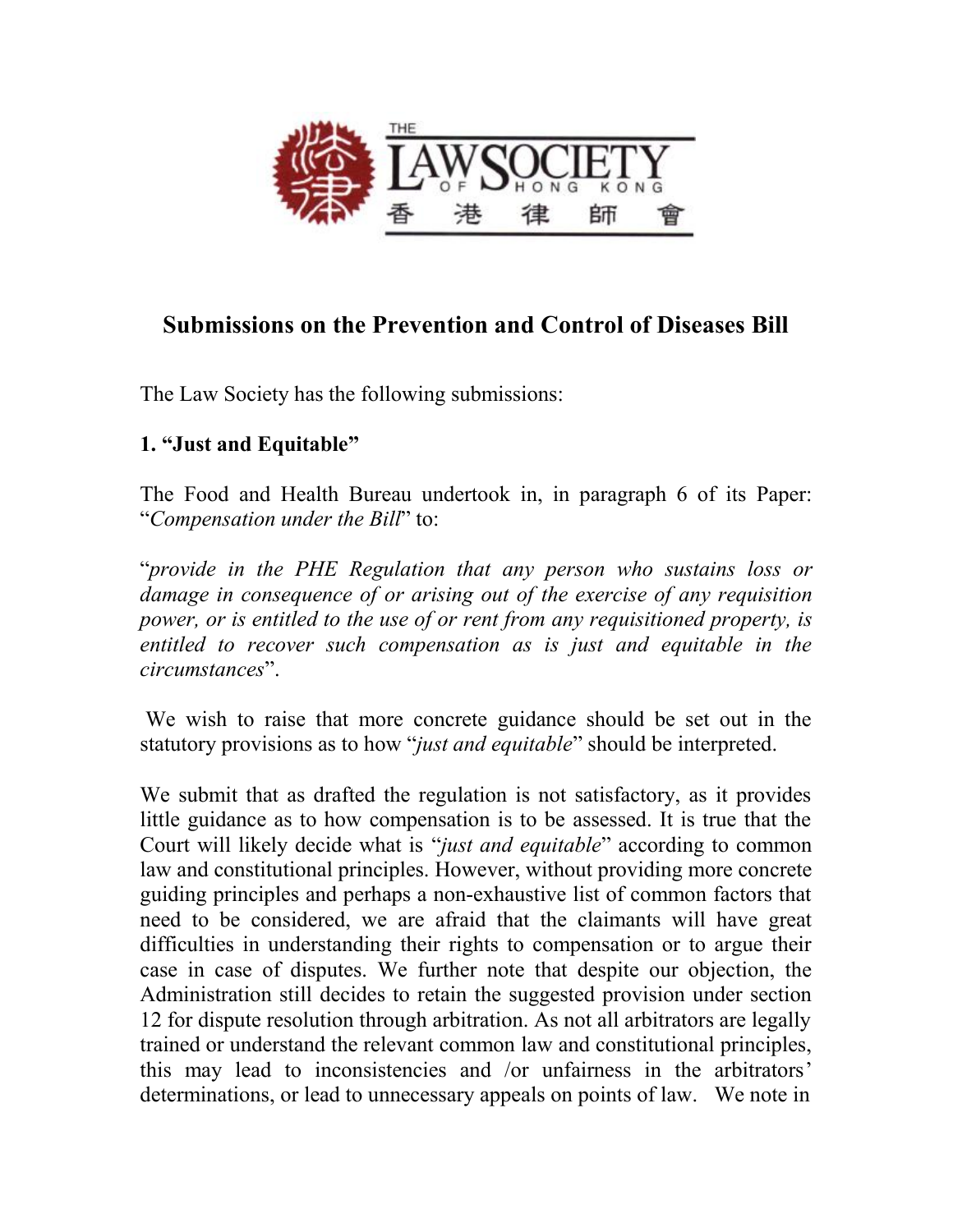# Submissions on the Prevention and Control of Diseases Bill

The Law Society has the following submissions:

## 1. "Just and Equitable"

The Food and Health Bureau undertook in, in paragraph 6 of its Paper: "*Compensation under the Bill*" to:

"*provide in the PHE Regulation that any person who sustains loss or damage in consequence of or arising out of the exercise of any requisition power, or is entitled to the use of or rent from any requisitioned property, is entitled to recover such compensation as is just and equitable in the circumstances*".

We wish to raise that more concrete guidance should be set out in the statutory provisions as to how "*just and equitable*" should be interpreted.

We submit that as drafted the regulation is not satisfactory, as it provides little guidance as to how compensation is to be assessed. It is true that the Court will likely decide what is "*just and equitable*" according to common law and constitutional principles. However, without providing more concrete guiding principles and perhaps a non-exhaustive list of common factors that need to be considered, we are afraid that the claimants will have great difficulties in understanding their rights to compensation or to argue their case in case of disputes. We further note that despite our objection, the Administration still decides to retain the suggested provision under section 12 for dispute resolution through arbitration. As not all arbitrators are legally trained or understand the relevant common law and constitutional principles, this may lead to inconsistencies and /or unfairness in the arbitrators' determinations, or lead to unnecessary appeals on points of law. We note in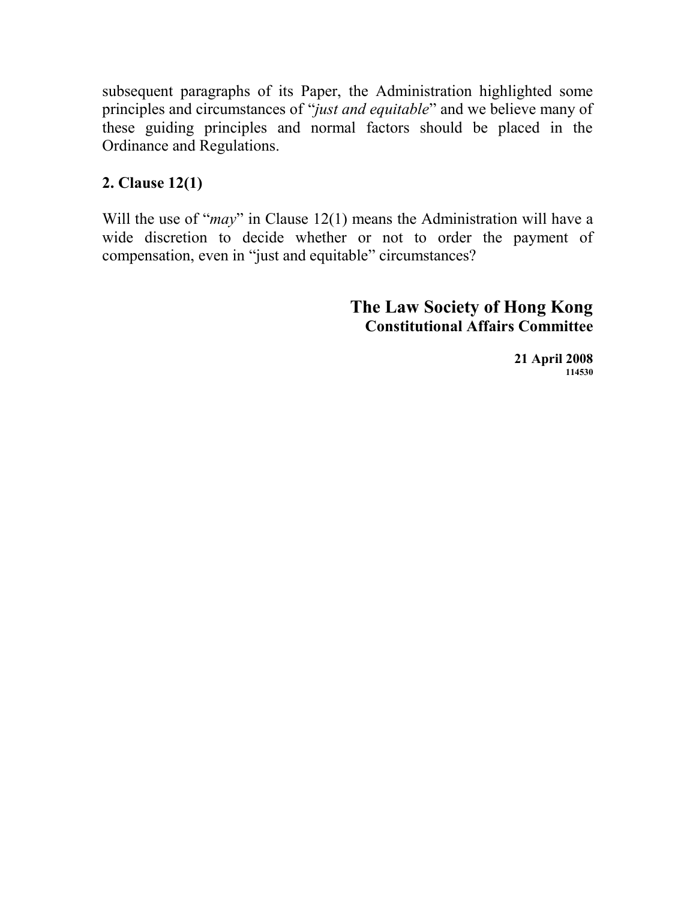subsequent paragraphs of its Paper, the Administration highlighted some principles and circumstances of "*just and equitable*" and we believe many of these guiding principles and normal factors should be placed in the Ordinance and Regulations.

**2. Clause 12(1)**

Will the use of "*may*" in Clause 12(1) means the Administration will have a wide discretion to decide whether or not to order the payment of compensation, even in "just and equitable" circumstances?

**The Law Society of Hong Kong**
**Constitutional Affairs Committee**

**21 April 2008**
**114530**